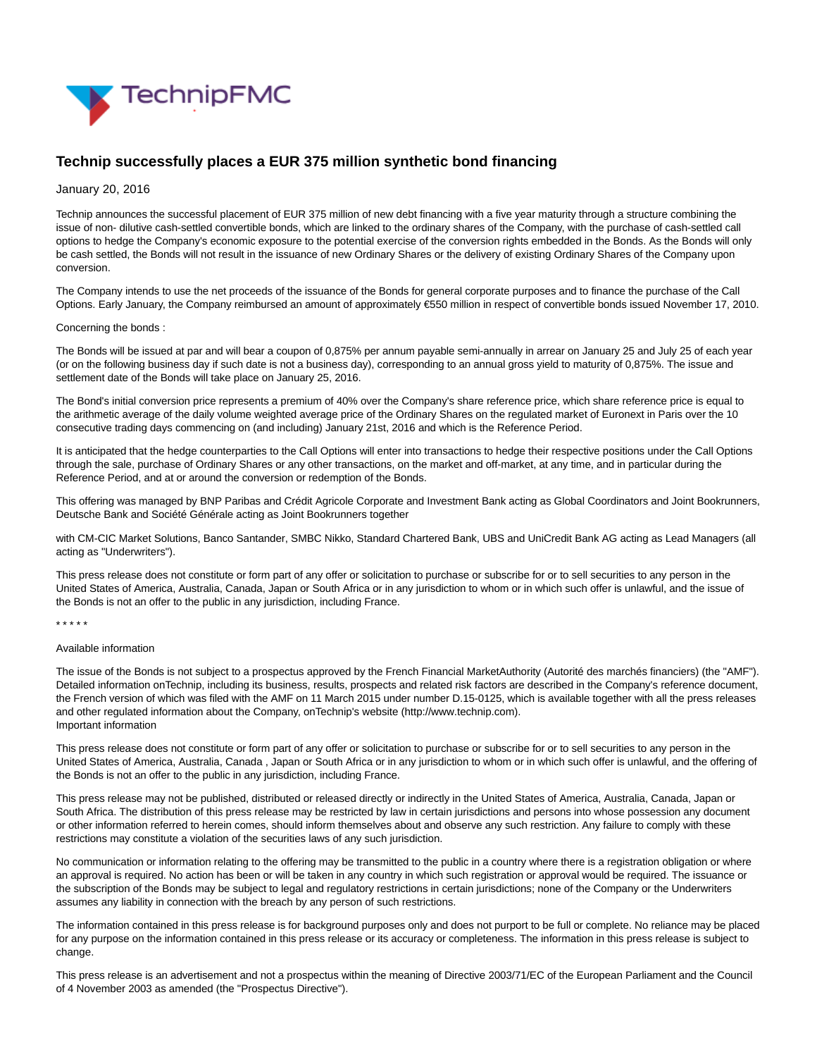# Technip successfully places a EUR 375 million synthetic bond financing

January 20, 2016

Technip announces the successful placement of EUR 375 million of new debt financing with a five year maturity through a structure combining the issue of non- dilutive cash-settled convertible bonds, which are linked to the ordinary shares of the Company, with the purchase of cash-settled call options to hedge the Company's economic exposure to the potential exercise of the conversion rights embedded in the Bonds. As the Bonds will only be cash settled, the Bonds will not result in the issuance of new Ordinary Shares or the delivery of existing Ordinary Shares of the Company upon conversion.

The Company intends to use the net proceeds of the issuance of the Bonds for general corporate purposes and to finance the purchase of the Call Options. Early January, the Company reimbursed an amount of approximately €550 million in respect of convertible bonds issued November 17, 2010.

Concerning the bonds :

The Bonds will be issued at par and will bear a coupon of 0,875% per annum payable semi-annually in arrear on January 25 and July 25 of each year (or on the following business day if such date is not a business day), corresponding to an annual gross yield to maturity of 0,875%. The issue and settlement date of the Bonds will take place on January 25, 2016.

The Bond's initial conversion price represents a premium of 40% over the Company's share reference price, which share reference price is equal to the arithmetic average of the daily volume weighted average price of the Ordinary Shares on the regulated market of Euronext in Paris over the 10 consecutive trading days commencing on (and including) January 21st, 2016 and which is the Reference Period.

It is anticipated that the hedge counterparties to the Call Options will enter into transactions to hedge their respective positions under the Call Options through the sale, purchase of Ordinary Shares or any other transactions, on the market and off-market, at any time, and in particular during the Reference Period, and at or around the conversion or redemption of the Bonds.

This offering was managed by BNP Paribas and Crédit Agricole Corporate and Investment Bank acting as Global Coordinators and Joint Bookrunners, Deutsche Bank and Société Générale acting as Joint Bookrunners together

with CM-CIC Market Solutions, Banco Santander, SMBC Nikko, Standard Chartered Bank, UBS and UniCredit Bank AG acting as Lead Managers (all acting as "Underwriters").

This press release does not constitute or form part of any offer or solicitation to purchase or subscribe for or to sell securities to any person in the United States of America, Australia, Canada, Japan or South Africa or in any jurisdiction to whom or in which such offer is unlawful, and the issue of the Bonds is not an offer to the public in any jurisdiction, including France.

* * * * *

Available information

The issue of the Bonds is not subject to a prospectus approved by the French Financial MarketAuthority (Autorité des marchés financiers) (the "AMF"). Detailed information onTechnip, including its business, results, prospects and related risk factors are described in the Company's reference document, the French version of which was filed with the AMF on 11 March 2015 under number D.15-0125, which is available together with all the press releases and other regulated information about the Company, onTechnip's website (http://www.technip.com).
Important information

This press release does not constitute or form part of any offer or solicitation to purchase or subscribe for or to sell securities to any person in the United States of America, Australia, Canada , Japan or South Africa or in any jurisdiction to whom or in which such offer is unlawful, and the offering of the Bonds is not an offer to the public in any jurisdiction, including France.

This press release may not be published, distributed or released directly or indirectly in the United States of America, Australia, Canada, Japan or South Africa. The distribution of this press release may be restricted by law in certain jurisdictions and persons into whose possession any document or other information referred to herein comes, should inform themselves about and observe any such restriction. Any failure to comply with these restrictions may constitute a violation of the securities laws of any such jurisdiction.

No communication or information relating to the offering may be transmitted to the public in a country where there is a registration obligation or where an approval is required. No action has been or will be taken in any country in which such registration or approval would be required. The issuance or the subscription of the Bonds may be subject to legal and regulatory restrictions in certain jurisdictions; none of the Company or the Underwriters assumes any liability in connection with the breach by any person of such restrictions.

The information contained in this press release is for background purposes only and does not purport to be full or complete. No reliance may be placed for any purpose on the information contained in this press release or its accuracy or completeness. The information in this press release is subject to change.

This press release is an advertisement and not a prospectus within the meaning of Directive 2003/71/EC of the European Parliament and the Council of 4 November 2003 as amended (the "Prospectus Directive").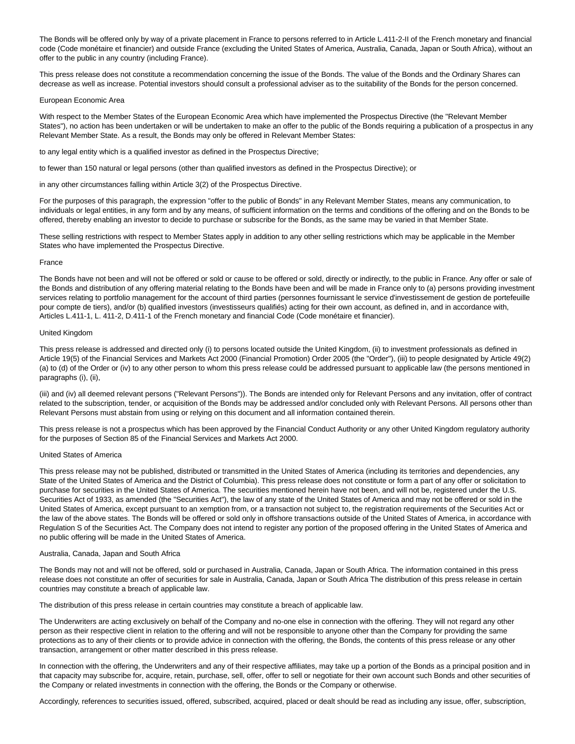The Bonds will be offered only by way of a private placement in France to persons referred to in Article L.411-2-II of the French monetary and financial code (Code monétaire et financier) and outside France (excluding the United States of America, Australia, Canada, Japan or South Africa), without an offer to the public in any country (including France).

This press release does not constitute a recommendation concerning the issue of the Bonds. The value of the Bonds and the Ordinary Shares can decrease as well as increase. Potential investors should consult a professional adviser as to the suitability of the Bonds for the person concerned.

European Economic Area

With respect to the Member States of the European Economic Area which have implemented the Prospectus Directive (the "Relevant Member States"), no action has been undertaken or will be undertaken to make an offer to the public of the Bonds requiring a publication of a prospectus in any Relevant Member State. As a result, the Bonds may only be offered in Relevant Member States:

to any legal entity which is a qualified investor as defined in the Prospectus Directive;

to fewer than 150 natural or legal persons (other than qualified investors as defined in the Prospectus Directive); or

in any other circumstances falling within Article 3(2) of the Prospectus Directive.

For the purposes of this paragraph, the expression "offer to the public of Bonds" in any Relevant Member States, means any communication, to individuals or legal entities, in any form and by any means, of sufficient information on the terms and conditions of the offering and on the Bonds to be offered, thereby enabling an investor to decide to purchase or subscribe for the Bonds, as the same may be varied in that Member State.

These selling restrictions with respect to Member States apply in addition to any other selling restrictions which may be applicable in the Member States who have implemented the Prospectus Directive.

France

The Bonds have not been and will not be offered or sold or cause to be offered or sold, directly or indirectly, to the public in France. Any offer or sale of the Bonds and distribution of any offering material relating to the Bonds have been and will be made in France only to (a) persons providing investment services relating to portfolio management for the account of third parties (personnes fournissant le service d'investissement de gestion de portefeuille pour compte de tiers), and/or (b) qualified investors (investisseurs qualifiés) acting for their own account, as defined in, and in accordance with, Articles L.411-1, L. 411-2, D.411-1 of the French monetary and financial Code (Code monétaire et financier).

United Kingdom

This press release is addressed and directed only (i) to persons located outside the United Kingdom, (ii) to investment professionals as defined in Article 19(5) of the Financial Services and Markets Act 2000 (Financial Promotion) Order 2005 (the "Order"), (iii) to people designated by Article 49(2)(a) to (d) of the Order or (iv) to any other person to whom this press release could be addressed pursuant to applicable law (the persons mentioned in paragraphs (i), (ii),

(iii) and (iv) all deemed relevant persons ("Relevant Persons")). The Bonds are intended only for Relevant Persons and any invitation, offer of contract related to the subscription, tender, or acquisition of the Bonds may be addressed and/or concluded only with Relevant Persons. All persons other than Relevant Persons must abstain from using or relying on this document and all information contained therein.

This press release is not a prospectus which has been approved by the Financial Conduct Authority or any other United Kingdom regulatory authority for the purposes of Section 85 of the Financial Services and Markets Act 2000.

United States of America

This press release may not be published, distributed or transmitted in the United States of America (including its territories and dependencies, any State of the United States of America and the District of Columbia). This press release does not constitute or form a part of any offer or solicitation to purchase for securities in the United States of America. The securities mentioned herein have not been, and will not be, registered under the U.S. Securities Act of 1933, as amended (the "Securities Act"), the law of any state of the United States of America and may not be offered or sold in the United States of America, except pursuant to an xemption from, or a transaction not subject to, the registration requirements of the Securities Act or the law of the above states. The Bonds will be offered or sold only in offshore transactions outside of the United States of America, in accordance with Regulation S of the Securities Act. The Company does not intend to register any portion of the proposed offering in the United States of America and no public offering will be made in the United States of America.

Australia, Canada, Japan and South Africa

The Bonds may not and will not be offered, sold or purchased in Australia, Canada, Japan or South Africa. The information contained in this press release does not constitute an offer of securities for sale in Australia, Canada, Japan or South Africa The distribution of this press release in certain countries may constitute a breach of applicable law.

The distribution of this press release in certain countries may constitute a breach of applicable law.

The Underwriters are acting exclusively on behalf of the Company and no-one else in connection with the offering. They will not regard any other person as their respective client in relation to the offering and will not be responsible to anyone other than the Company for providing the same protections as to any of their clients or to provide advice in connection with the offering, the Bonds, the contents of this press release or any other transaction, arrangement or other matter described in this press release.

In connection with the offering, the Underwriters and any of their respective affiliates, may take up a portion of the Bonds as a principal position and in that capacity may subscribe for, acquire, retain, purchase, sell, offer, offer to sell or negotiate for their own account such Bonds and other securities of the Company or related investments in connection with the offering, the Bonds or the Company or otherwise.

Accordingly, references to securities issued, offered, subscribed, acquired, placed or dealt should be read as including any issue, offer, subscription,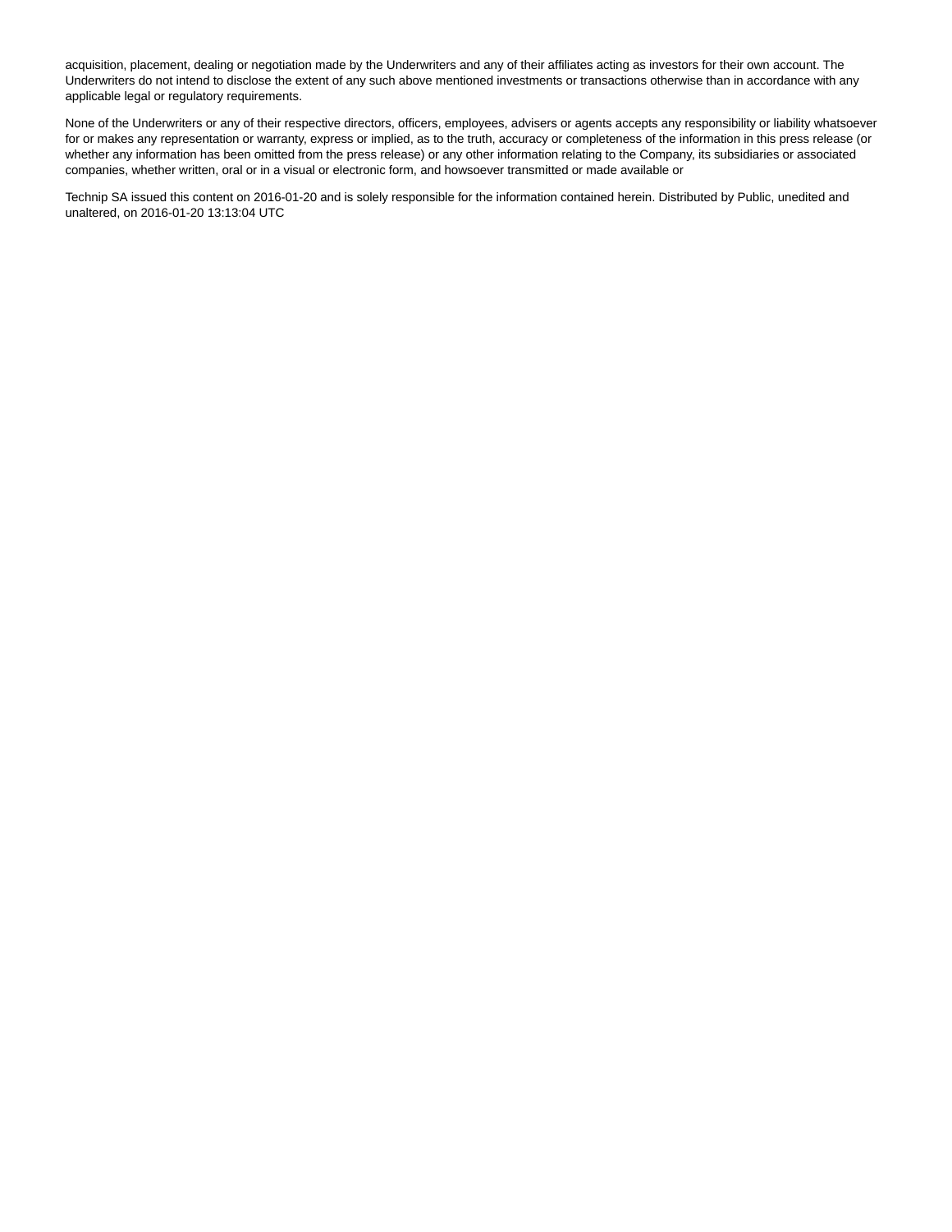acquisition, placement, dealing or negotiation made by the Underwriters and any of their affiliates acting as investors for their own account. The Underwriters do not intend to disclose the extent of any such above mentioned investments or transactions otherwise than in accordance with any applicable legal or regulatory requirements.

None of the Underwriters or any of their respective directors, officers, employees, advisers or agents accepts any responsibility or liability whatsoever for or makes any representation or warranty, express or implied, as to the truth, accuracy or completeness of the information in this press release (or whether any information has been omitted from the press release) or any other information relating to the Company, its subsidiaries or associated companies, whether written, oral or in a visual or electronic form, and howsoever transmitted or made available or

Technip SA issued this content on 2016-01-20 and is solely responsible for the information contained herein. Distributed by Public, unedited and unaltered, on 2016-01-20 13:13:04 UTC